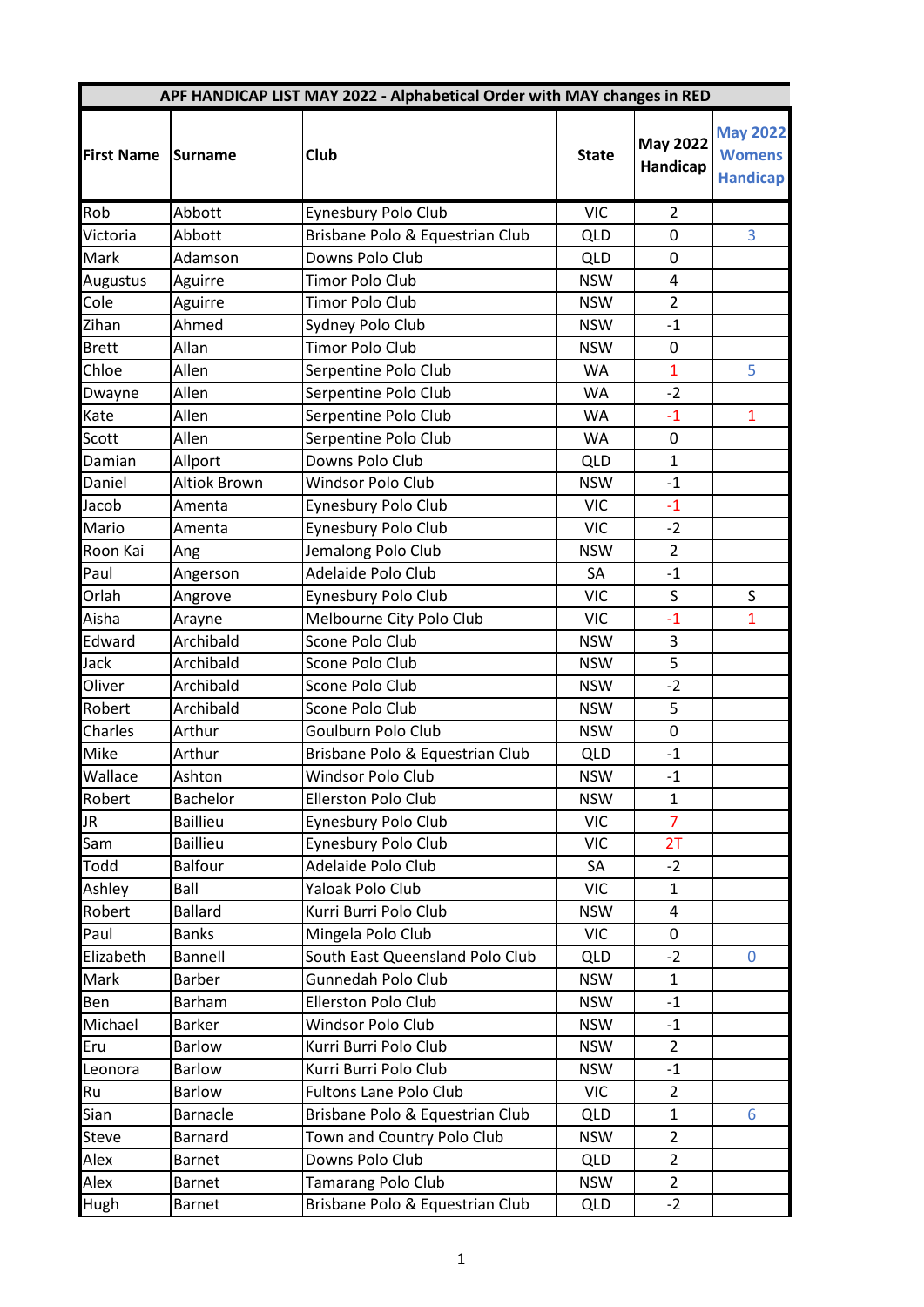| APF HANDICAP LIST MAY 2022 - Alphabetical Order with MAY changes in RED | | | | | |
|---|---|---|---|---|---|
| **First Name** | **Surname** | **Club** | **State** | **May 2022 Handicap** | **May 2022 Womens Handicap** |
| Rob | Abbott | Eynesbury Polo Club | VIC | 2 | |
| Victoria | Abbott | Brisbane Polo & Equestrian Club | QLD | 0 | 3 |
| Mark | Adamson | Downs Polo Club | QLD | 0 | |
| Augustus | Aguirre | Timor Polo Club | NSW | 4 | |
| Cole | Aguirre | Timor Polo Club | NSW | 2 | |
| Zihan | Ahmed | Sydney Polo Club | NSW | -1 | |
| Brett | Allan | Timor Polo Club | NSW | 0 | |
| Chloe | Allen | Serpentine Polo Club | WA | 1 | 5 |
| Dwayne | Allen | Serpentine Polo Club | WA | -2 | |
| Kate | Allen | Serpentine Polo Club | WA | -1 | 1 |
| Scott | Allen | Serpentine Polo Club | WA | 0 | |
| Damian | Allport | Downs Polo Club | QLD | 1 | |
| Daniel | Altiok Brown | Windsor Polo Club | NSW | -1 | |
| Jacob | Amenta | Eynesbury Polo Club | VIC | -1 | |
| Mario | Amenta | Eynesbury Polo Club | VIC | -2 | |
| Roon Kai | Ang | Jemalong Polo Club | NSW | 2 | |
| Paul | Angerson | Adelaide Polo Club | SA | -1 | |
| Orlah | Angrove | Eynesbury Polo Club | VIC | S | S |
| Aisha | Arayne | Melbourne City Polo Club | VIC | -1 | 1 |
| Edward | Archibald | Scone Polo Club | NSW | 3 | |
| Jack | Archibald | Scone Polo Club | NSW | 5 | |
| Oliver | Archibald | Scone Polo Club | NSW | -2 | |
| Robert | Archibald | Scone Polo Club | NSW | 5 | |
| Charles | Arthur | Goulburn Polo Club | NSW | 0 | |
| Mike | Arthur | Brisbane Polo & Equestrian Club | QLD | -1 | |
| Wallace | Ashton | Windsor Polo Club | NSW | -1 | |
| Robert | Bachelor | Ellerston Polo Club | NSW | 1 | |
| JR | Baillieu | Eynesbury Polo Club | VIC | 7 | |
| Sam | Baillieu | Eynesbury Polo Club | VIC | 2T | |
| Todd | Balfour | Adelaide Polo Club | SA | -2 | |
| Ashley | Ball | Yaloak Polo Club | VIC | 1 | |
| Robert | Ballard | Kurri Burri Polo Club | NSW | 4 | |
| Paul | Banks | Mingela Polo Club | VIC | 0 | |
| Elizabeth | Bannell | South East Queensland Polo Club | QLD | -2 | 0 |
| Mark | Barber | Gunnedah Polo Club | NSW | 1 | |
| Ben | Barham | Ellerston Polo Club | NSW | -1 | |
| Michael | Barker | Windsor Polo Club | NSW | -1 | |
| Eru | Barlow | Kurri Burri Polo Club | NSW | 2 | |
| Leonora | Barlow | Kurri Burri Polo Club | NSW | -1 | |
| Ru | Barlow | Fultons Lane Polo Club | VIC | 2 | |
| Sian | Barnacle | Brisbane Polo & Equestrian Club | QLD | 1 | 6 |
| Steve | Barnard | Town and Country Polo Club | NSW | 2 | |
| Alex | Barnet | Downs Polo Club | QLD | 2 | |
| Alex | Barnet | Tamarang Polo Club | NSW | 2 | |
| Hugh | Barnet | Brisbane Polo & Equestrian Club | QLD | -2 | |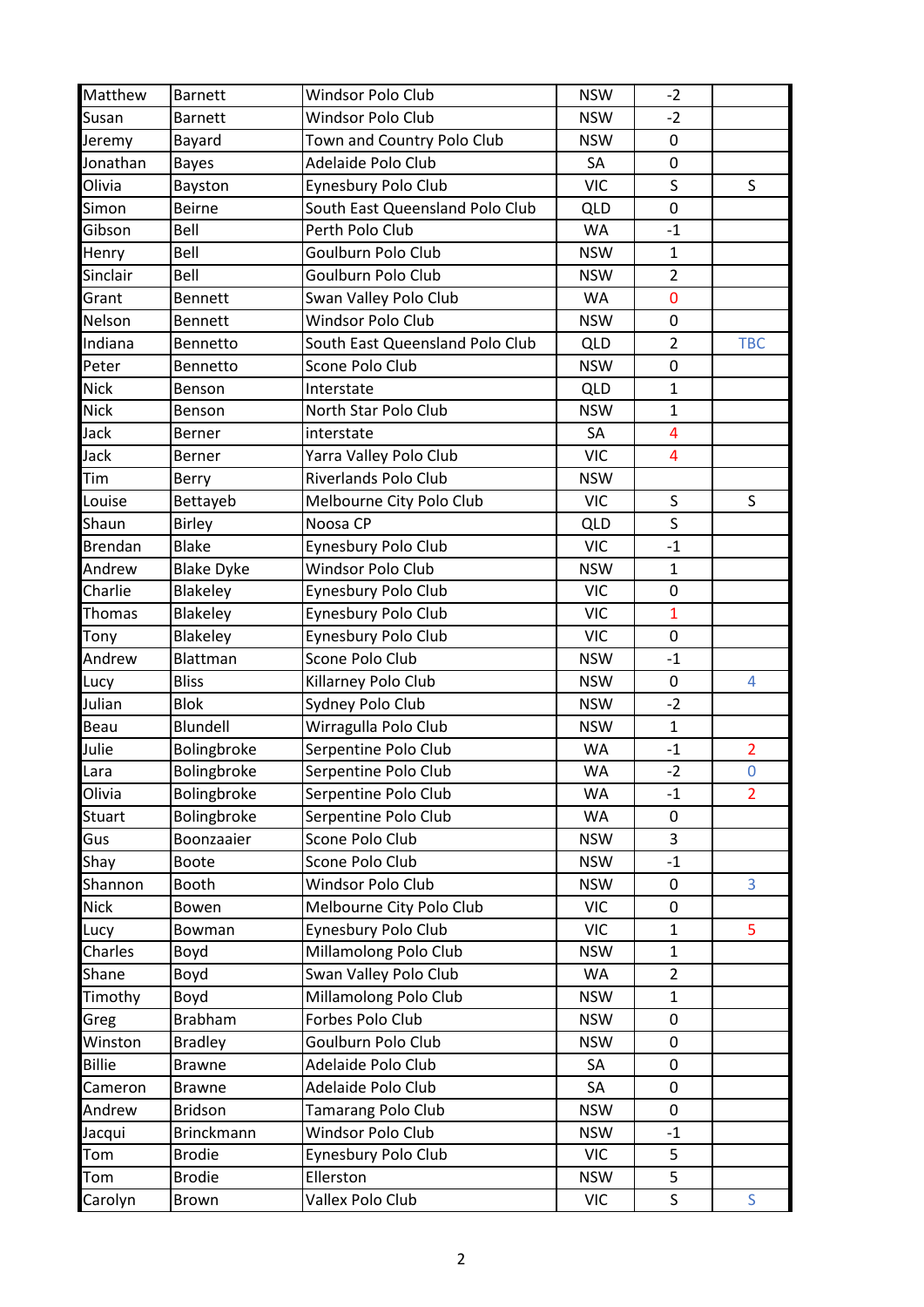| | | | | | |
|---|---|---|---|---|---|
| Matthew | Barnett | Windsor Polo Club | NSW | -2 | |
| Susan | Barnett | Windsor Polo Club | NSW | -2 | |
| Jeremy | Bayard | Town and Country Polo Club | NSW | 0 | |
| Jonathan | Bayes | Adelaide Polo Club | SA | 0 | |
| Olivia | Bayston | Eynesbury Polo Club | VIC | S | S |
| Simon | Beirne | South East Queensland Polo Club | QLD | 0 | |
| Gibson | Bell | Perth Polo Club | WA | -1 | |
| Henry | Bell | Goulburn Polo Club | NSW | 1 | |
| Sinclair | Bell | Goulburn Polo Club | NSW | 2 | |
| Grant | Bennett | Swan Valley Polo Club | WA | 0 | |
| Nelson | Bennett | Windsor Polo Club | NSW | 0 | |
| Indiana | Bennetto | South East Queensland Polo Club | QLD | 2 | TBC |
| Peter | Bennetto | Scone Polo Club | NSW | 0 | |
| Nick | Benson | Interstate | QLD | 1 | |
| Nick | Benson | North Star Polo Club | NSW | 1 | |
| Jack | Berner | interstate | SA | 4 | |
| Jack | Berner | Yarra Valley Polo Club | VIC | 4 | |
| Tim | Berry | Riverlands Polo Club | NSW | | |
| Louise | Bettayeb | Melbourne City Polo Club | VIC | S | S |
| Shaun | Birley | Noosa CP | QLD | S | |
| Brendan | Blake | Eynesbury Polo Club | VIC | -1 | |
| Andrew | Blake Dyke | Windsor Polo Club | NSW | 1 | |
| Charlie | Blakeley | Eynesbury Polo Club | VIC | 0 | |
| Thomas | Blakeley | Eynesbury Polo Club | VIC | 1 | |
| Tony | Blakeley | Eynesbury Polo Club | VIC | 0 | |
| Andrew | Blattman | Scone Polo Club | NSW | -1 | |
| Lucy | Bliss | Killarney Polo Club | NSW | 0 | 4 |
| Julian | Blok | Sydney Polo Club | NSW | -2 | |
| Beau | Blundell | Wirragulla Polo Club | NSW | 1 | |
| Julie | Bolingbroke | Serpentine Polo Club | WA | -1 | 2 |
| Lara | Bolingbroke | Serpentine Polo Club | WA | -2 | 0 |
| Olivia | Bolingbroke | Serpentine Polo Club | WA | -1 | 2 |
| Stuart | Bolingbroke | Serpentine Polo Club | WA | 0 | |
| Gus | Boonzaaier | Scone Polo Club | NSW | 3 | |
| Shay | Boote | Scone Polo Club | NSW | -1 | |
| Shannon | Booth | Windsor Polo Club | NSW | 0 | 3 |
| Nick | Bowen | Melbourne City Polo Club | VIC | 0 | |
| Lucy | Bowman | Eynesbury Polo Club | VIC | 1 | 5 |
| Charles | Boyd | Millamolong Polo Club | NSW | 1 | |
| Shane | Boyd | Swan Valley Polo Club | WA | 2 | |
| Timothy | Boyd | Millamolong Polo Club | NSW | 1 | |
| Greg | Brabham | Forbes Polo Club | NSW | 0 | |
| Winston | Bradley | Goulburn Polo Club | NSW | 0 | |
| Billie | Brawne | Adelaide Polo Club | SA | 0 | |
| Cameron | Brawne | Adelaide Polo Club | SA | 0 | |
| Andrew | Bridson | Tamarang Polo Club | NSW | 0 | |
| Jacqui | Brinckmann | Windsor Polo Club | NSW | -1 | |
| Tom | Brodie | Eynesbury Polo Club | VIC | 5 | |
| Tom | Brodie | Ellerston | NSW | 5 | |
| Carolyn | Brown | Vallex Polo Club | VIC | S | S |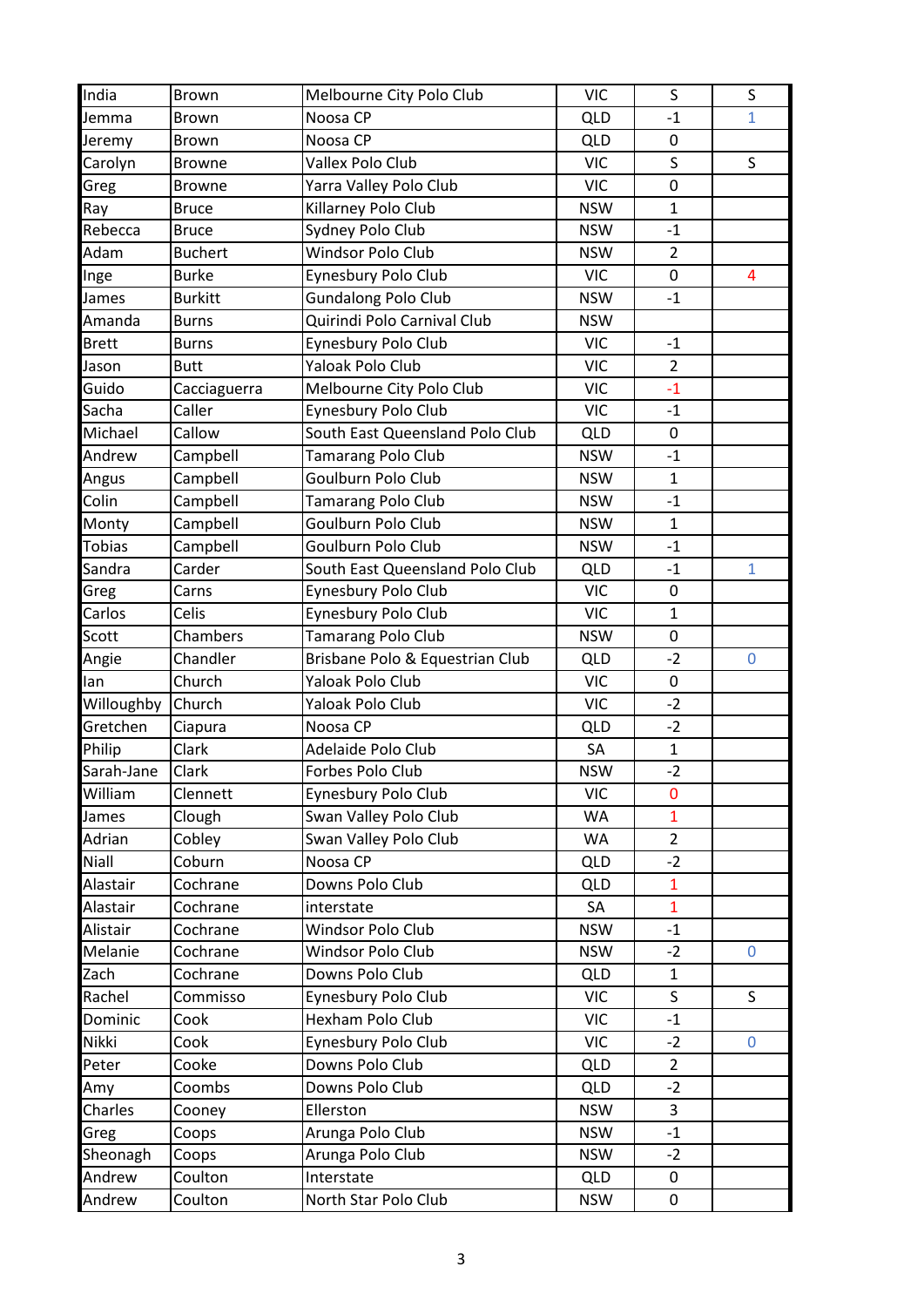| | | | | | |
|---|---|---|---|---|---|
| India | Brown | Melbourne City Polo Club | VIC | S | S |
| Jemma | Brown | Noosa CP | QLD | -1 | 1 |
| Jeremy | Brown | Noosa CP | QLD | 0 | |
| Carolyn | Browne | Vallex Polo Club | VIC | S | S |
| Greg | Browne | Yarra Valley Polo Club | VIC | 0 | |
| Ray | Bruce | Killarney Polo Club | NSW | 1 | |
| Rebecca | Bruce | Sydney Polo Club | NSW | -1 | |
| Adam | Buchert | Windsor Polo Club | NSW | 2 | |
| Inge | Burke | Eynesbury Polo Club | VIC | 0 | 4 |
| James | Burkitt | Gundalong Polo Club | NSW | -1 | |
| Amanda | Burns | Quirindi Polo Carnival Club | NSW | | |
| Brett | Burns | Eynesbury Polo Club | VIC | -1 | |
| Jason | Butt | Yaloak Polo Club | VIC | 2 | |
| Guido | Cacciaguerra | Melbourne City Polo Club | VIC | -1 | |
| Sacha | Caller | Eynesbury Polo Club | VIC | -1 | |
| Michael | Callow | South East Queensland Polo Club | QLD | 0 | |
| Andrew | Campbell | Tamarang Polo Club | NSW | -1 | |
| Angus | Campbell | Goulburn Polo Club | NSW | 1 | |
| Colin | Campbell | Tamarang Polo Club | NSW | -1 | |
| Monty | Campbell | Goulburn Polo Club | NSW | 1 | |
| Tobias | Campbell | Goulburn Polo Club | NSW | -1 | |
| Sandra | Carder | South East Queensland Polo Club | QLD | -1 | 1 |
| Greg | Carns | Eynesbury Polo Club | VIC | 0 | |
| Carlos | Celis | Eynesbury Polo Club | VIC | 1 | |
| Scott | Chambers | Tamarang Polo Club | NSW | 0 | |
| Angie | Chandler | Brisbane Polo & Equestrian Club | QLD | -2 | 0 |
| Ian | Church | Yaloak Polo Club | VIC | 0 | |
| Willoughby | Church | Yaloak Polo Club | VIC | -2 | |
| Gretchen | Ciapura | Noosa CP | QLD | -2 | |
| Philip | Clark | Adelaide Polo Club | SA | 1 | |
| Sarah-Jane | Clark | Forbes Polo Club | NSW | -2 | |
| William | Clennett | Eynesbury Polo Club | VIC | 0 | |
| James | Clough | Swan Valley Polo Club | WA | 1 | |
| Adrian | Cobley | Swan Valley Polo Club | WA | 2 | |
| Niall | Coburn | Noosa CP | QLD | -2 | |
| Alastair | Cochrane | Downs Polo Club | QLD | 1 | |
| Alastair | Cochrane | interstate | SA | 1 | |
| Alistair | Cochrane | Windsor Polo Club | NSW | -1 | |
| Melanie | Cochrane | Windsor Polo Club | NSW | -2 | 0 |
| Zach | Cochrane | Downs Polo Club | QLD | 1 | |
| Rachel | Commisso | Eynesbury Polo Club | VIC | S | S |
| Dominic | Cook | Hexham Polo Club | VIC | -1 | |
| Nikki | Cook | Eynesbury Polo Club | VIC | -2 | 0 |
| Peter | Cooke | Downs Polo Club | QLD | 2 | |
| Amy | Coombs | Downs Polo Club | QLD | -2 | |
| Charles | Cooney | Ellerston | NSW | 3 | |
| Greg | Coops | Arunga Polo Club | NSW | -1 | |
| Sheonagh | Coops | Arunga Polo Club | NSW | -2 | |
| Andrew | Coulton | Interstate | QLD | 0 | |
| Andrew | Coulton | North Star Polo Club | NSW | 0 | |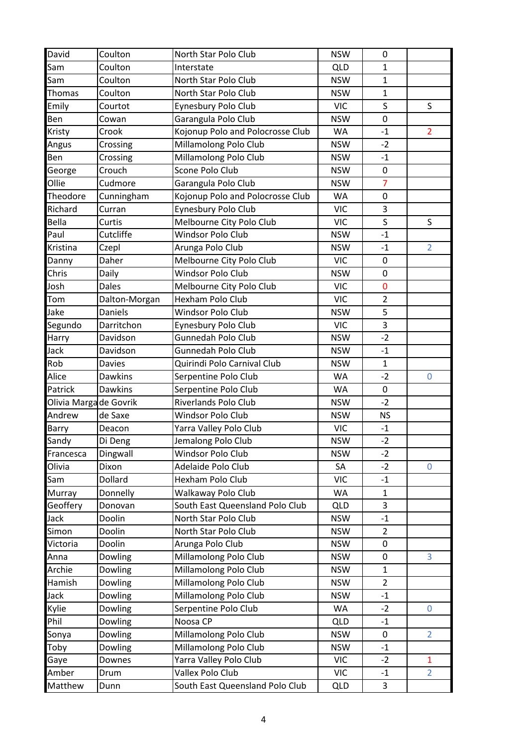| | | | | | |
|---|---|---|---|---|---|
| David | Coulton | North Star Polo Club | NSW | 0 | |
| Sam | Coulton | Interstate | QLD | 1 | |
| Sam | Coulton | North Star Polo Club | NSW | 1 | |
| Thomas | Coulton | North Star Polo Club | NSW | 1 | |
| Emily | Courtot | Eynesbury Polo Club | VIC | S | S |
| Ben | Cowan | Garangula Polo Club | NSW | 0 | |
| Kristy | Crook | Kojonup Polo and Polocrosse Club | WA | -1 | 2 |
| Angus | Crossing | Millamolong Polo Club | NSW | -2 | |
| Ben | Crossing | Millamolong Polo Club | NSW | -1 | |
| George | Crouch | Scone Polo Club | NSW | 0 | |
| Ollie | Cudmore | Garangula Polo Club | NSW | 7 | |
| Theodore | Cunningham | Kojonup Polo and Polocrosse Club | WA | 0 | |
| Richard | Curran | Eynesbury Polo Club | VIC | 3 | |
| Bella | Curtis | Melbourne City Polo Club | VIC | S | S |
| Paul | Cutcliffe | Windsor Polo Club | NSW | -1 | |
| Kristina | Czepl | Arunga Polo Club | NSW | -1 | 2 |
| Danny | Daher | Melbourne City Polo Club | VIC | 0 | |
| Chris | Daily | Windsor Polo Club | NSW | 0 | |
| Josh | Dales | Melbourne City Polo Club | VIC | 0 | |
| Tom | Dalton-Morgan | Hexham Polo Club | VIC | 2 | |
| Jake | Daniels | Windsor Polo Club | NSW | 5 | |
| Segundo | Darritchon | Eynesbury Polo Club | VIC | 3 | |
| Harry | Davidson | Gunnedah Polo Club | NSW | -2 | |
| Jack | Davidson | Gunnedah Polo Club | NSW | -1 | |
| Rob | Davies | Quirindi Polo Carnival Club | NSW | 1 | |
| Alice | Dawkins | Serpentine Polo Club | WA | -2 | 0 |
| Patrick | Dawkins | Serpentine Polo Club | WA | 0 | |
| Olivia Marga | de Govrik | Riverlands Polo Club | NSW | -2 | |
| Andrew | de Saxe | Windsor Polo Club | NSW | NS | |
| Barry | Deacon | Yarra Valley Polo Club | VIC | -1 | |
| Sandy | Di Deng | Jemalong Polo Club | NSW | -2 | |
| Francesca | Dingwall | Windsor Polo Club | NSW | -2 | |
| Olivia | Dixon | Adelaide Polo Club | SA | -2 | 0 |
| Sam | Dollard | Hexham Polo Club | VIC | -1 | |
| Murray | Donnelly | Walkaway Polo Club | WA | 1 | |
| Geoffery | Donovan | South East Queensland Polo Club | QLD | 3 | |
| Jack | Doolin | North Star Polo Club | NSW | -1 | |
| Simon | Doolin | North Star Polo Club | NSW | 2 | |
| Victoria | Doolin | Arunga Polo Club | NSW | 0 | |
| Anna | Dowling | Millamolong Polo Club | NSW | 0 | 3 |
| Archie | Dowling | Millamolong Polo Club | NSW | 1 | |
| Hamish | Dowling | Millamolong Polo Club | NSW | 2 | |
| Jack | Dowling | Millamolong Polo Club | NSW | -1 | |
| Kylie | Dowling | Serpentine Polo Club | WA | -2 | 0 |
| Phil | Dowling | Noosa CP | QLD | -1 | |
| Sonya | Dowling | Millamolong Polo Club | NSW | 0 | 2 |
| Toby | Dowling | Millamolong Polo Club | NSW | -1 | |
| Gaye | Downes | Yarra Valley Polo Club | VIC | -2 | 1 |
| Amber | Drum | Vallex Polo Club | VIC | -1 | 2 |
| Matthew | Dunn | South East Queensland Polo Club | QLD | 3 | |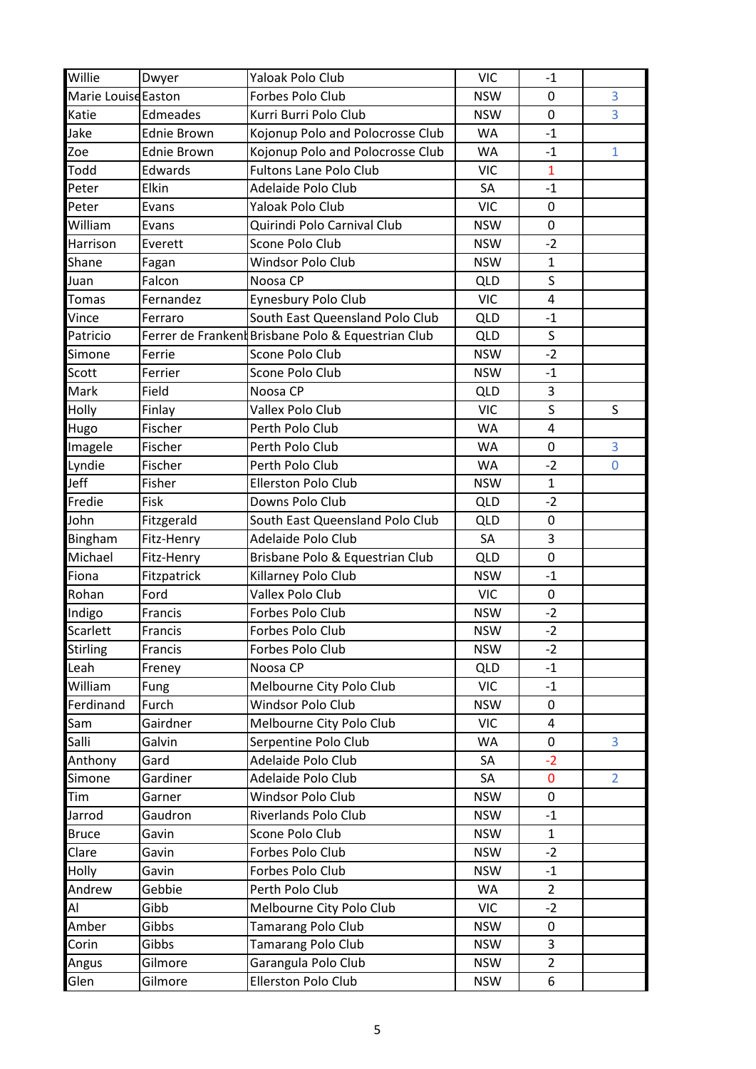| | | | | | |
|---|---|---|---|---|---|
| Willie | Dwyer | Yaloak Polo Club | VIC | -1 | |
| Marie Louise | Easton | Forbes Polo Club | NSW | 0 | 3 |
| Katie | Edmeades | Kurri Burri Polo Club | NSW | 0 | 3 |
| Jake | Ednie Brown | Kojonup Polo and Polocrosse Club | WA | -1 | |
| Zoe | Ednie Brown | Kojonup Polo and Polocrosse Club | WA | -1 | 1 |
| Todd | Edwards | Fultons Lane Polo Club | VIC | 1 | |
| Peter | Elkin | Adelaide Polo Club | SA | -1 | |
| Peter | Evans | Yaloak Polo Club | VIC | 0 | |
| William | Evans | Quirindi Polo Carnival Club | NSW | 0 | |
| Harrison | Everett | Scone Polo Club | NSW | -2 | |
| Shane | Fagan | Windsor Polo Club | NSW | 1 | |
| Juan | Falcon | Noosa CP | QLD | S | |
| Tomas | Fernandez | Eynesbury Polo Club | VIC | 4 | |
| Vince | Ferraro | South East Queensland Polo Club | QLD | -1 | |
| Patricio | Ferrer de Frankenl | Brisbane Polo & Equestrian Club | QLD | S | |
| Simone | Ferrie | Scone Polo Club | NSW | -2 | |
| Scott | Ferrier | Scone Polo Club | NSW | -1 | |
| Mark | Field | Noosa CP | QLD | 3 | |
| Holly | Finlay | Vallex Polo Club | VIC | S | S |
| Hugo | Fischer | Perth Polo Club | WA | 4 | |
| Imagele | Fischer | Perth Polo Club | WA | 0 | 3 |
| Lyndie | Fischer | Perth Polo Club | WA | -2 | 0 |
| Jeff | Fisher | Ellerston Polo Club | NSW | 1 | |
| Fredie | Fisk | Downs Polo Club | QLD | -2 | |
| John | Fitzgerald | South East Queensland Polo Club | QLD | 0 | |
| Bingham | Fitz-Henry | Adelaide Polo Club | SA | 3 | |
| Michael | Fitz-Henry | Brisbane Polo & Equestrian Club | QLD | 0 | |
| Fiona | Fitzpatrick | Killarney Polo Club | NSW | -1 | |
| Rohan | Ford | Vallex Polo Club | VIC | 0 | |
| Indigo | Francis | Forbes Polo Club | NSW | -2 | |
| Scarlett | Francis | Forbes Polo Club | NSW | -2 | |
| Stirling | Francis | Forbes Polo Club | NSW | -2 | |
| Leah | Freney | Noosa CP | QLD | -1 | |
| William | Fung | Melbourne City Polo Club | VIC | -1 | |
| Ferdinand | Furch | Windsor Polo Club | NSW | 0 | |
| Sam | Gairdner | Melbourne City Polo Club | VIC | 4 | |
| Salli | Galvin | Serpentine Polo Club | WA | 0 | 3 |
| Anthony | Gard | Adelaide Polo Club | SA | -2 | |
| Simone | Gardiner | Adelaide Polo Club | SA | 0 | 2 |
| Tim | Garner | Windsor Polo Club | NSW | 0 | |
| Jarrod | Gaudron | Riverlands Polo Club | NSW | -1 | |
| Bruce | Gavin | Scone Polo Club | NSW | 1 | |
| Clare | Gavin | Forbes Polo Club | NSW | -2 | |
| Holly | Gavin | Forbes Polo Club | NSW | -1 | |
| Andrew | Gebbie | Perth Polo Club | WA | 2 | |
| Al | Gibb | Melbourne City Polo Club | VIC | -2 | |
| Amber | Gibbs | Tamarang Polo Club | NSW | 0 | |
| Corin | Gibbs | Tamarang Polo Club | NSW | 3 | |
| Angus | Gilmore | Garangula Polo Club | NSW | 2 | |
| Glen | Gilmore | Ellerston Polo Club | NSW | 6 | |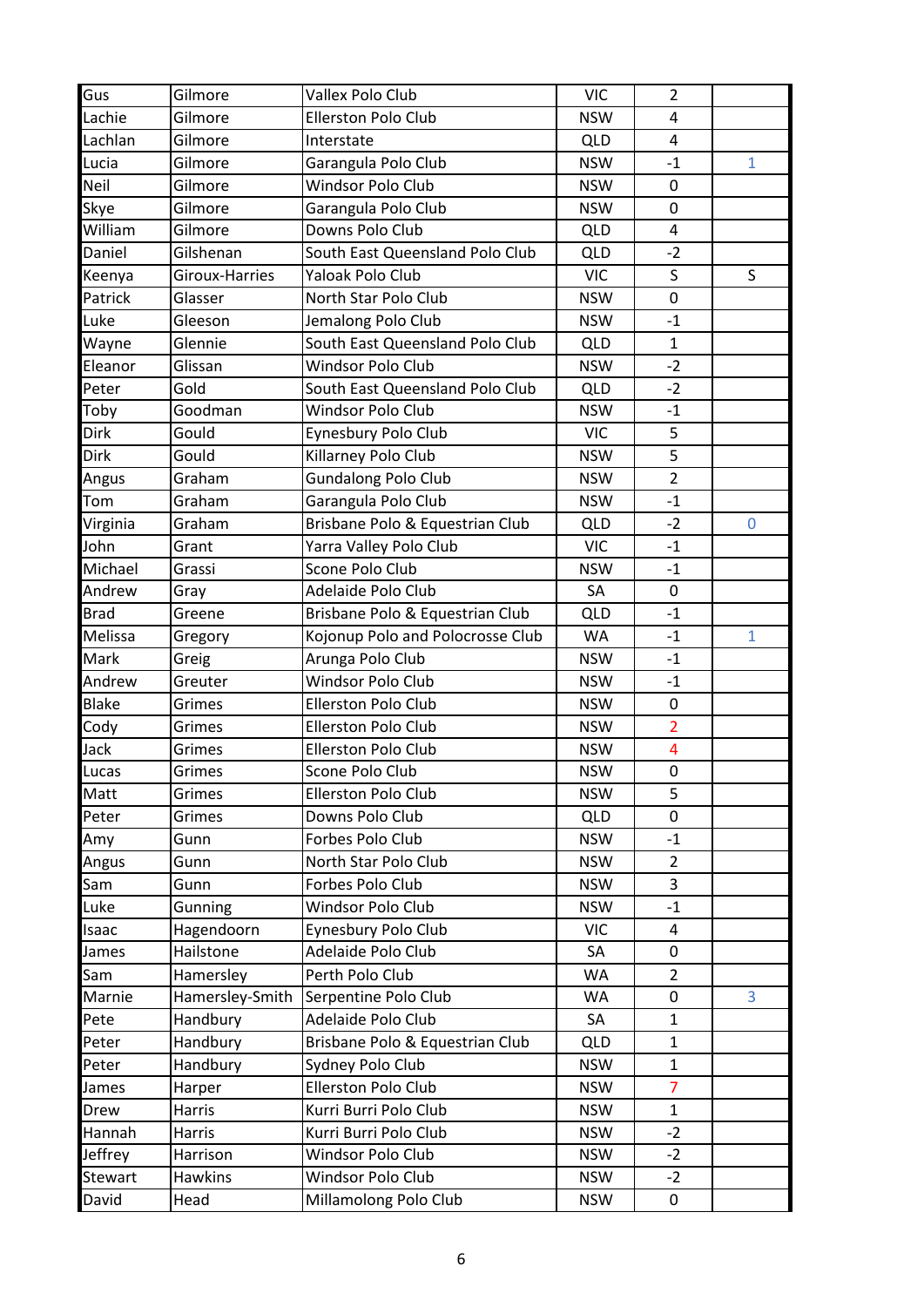| | | | | | |
|---|---|---|---|---|---|
| Gus | Gilmore | Vallex Polo Club | VIC | 2 | |
| Lachie | Gilmore | Ellerston Polo Club | NSW | 4 | |
| Lachlan | Gilmore | Interstate | QLD | 4 | |
| Lucia | Gilmore | Garangula Polo Club | NSW | -1 | 1 |
| Neil | Gilmore | Windsor Polo Club | NSW | 0 | |
| Skye | Gilmore | Garangula Polo Club | NSW | 0 | |
| William | Gilmore | Downs Polo Club | QLD | 4 | |
| Daniel | Gilshenan | South East Queensland Polo Club | QLD | -2 | |
| Keenya | Giroux-Harries | Yaloak Polo Club | VIC | S | S |
| Patrick | Glasser | North Star Polo Club | NSW | 0 | |
| Luke | Gleeson | Jemalong Polo Club | NSW | -1 | |
| Wayne | Glennie | South East Queensland Polo Club | QLD | 1 | |
| Eleanor | Glissan | Windsor Polo Club | NSW | -2 | |
| Peter | Gold | South East Queensland Polo Club | QLD | -2 | |
| Toby | Goodman | Windsor Polo Club | NSW | -1 | |
| Dirk | Gould | Eynesbury Polo Club | VIC | 5 | |
| Dirk | Gould | Killarney Polo Club | NSW | 5 | |
| Angus | Graham | Gundalong Polo Club | NSW | 2 | |
| Tom | Graham | Garangula Polo Club | NSW | -1 | |
| Virginia | Graham | Brisbane Polo & Equestrian Club | QLD | -2 | 0 |
| John | Grant | Yarra Valley Polo Club | VIC | -1 | |
| Michael | Grassi | Scone Polo Club | NSW | -1 | |
| Andrew | Gray | Adelaide Polo Club | SA | 0 | |
| Brad | Greene | Brisbane Polo & Equestrian Club | QLD | -1 | |
| Melissa | Gregory | Kojonup Polo and Polocrosse Club | WA | -1 | 1 |
| Mark | Greig | Arunga Polo Club | NSW | -1 | |
| Andrew | Greuter | Windsor Polo Club | NSW | -1 | |
| Blake | Grimes | Ellerston Polo Club | NSW | 0 | |
| Cody | Grimes | Ellerston Polo Club | NSW | 2 | |
| Jack | Grimes | Ellerston Polo Club | NSW | 4 | |
| Lucas | Grimes | Scone Polo Club | NSW | 0 | |
| Matt | Grimes | Ellerston Polo Club | NSW | 5 | |
| Peter | Grimes | Downs Polo Club | QLD | 0 | |
| Amy | Gunn | Forbes Polo Club | NSW | -1 | |
| Angus | Gunn | North Star Polo Club | NSW | 2 | |
| Sam | Gunn | Forbes Polo Club | NSW | 3 | |
| Luke | Gunning | Windsor Polo Club | NSW | -1 | |
| Isaac | Hagendoorn | Eynesbury Polo Club | VIC | 4 | |
| James | Hailstone | Adelaide Polo Club | SA | 0 | |
| Sam | Hamersley | Perth Polo Club | WA | 2 | |
| Marnie | Hamersley-Smith | Serpentine Polo Club | WA | 0 | 3 |
| Pete | Handbury | Adelaide Polo Club | SA | 1 | |
| Peter | Handbury | Brisbane Polo & Equestrian Club | QLD | 1 | |
| Peter | Handbury | Sydney Polo Club | NSW | 1 | |
| James | Harper | Ellerston Polo Club | NSW | 7 | |
| Drew | Harris | Kurri Burri Polo Club | NSW | 1 | |
| Hannah | Harris | Kurri Burri Polo Club | NSW | -2 | |
| Jeffrey | Harrison | Windsor Polo Club | NSW | -2 | |
| Stewart | Hawkins | Windsor Polo Club | NSW | -2 | |
| David | Head | Millamolong Polo Club | NSW | 0 | |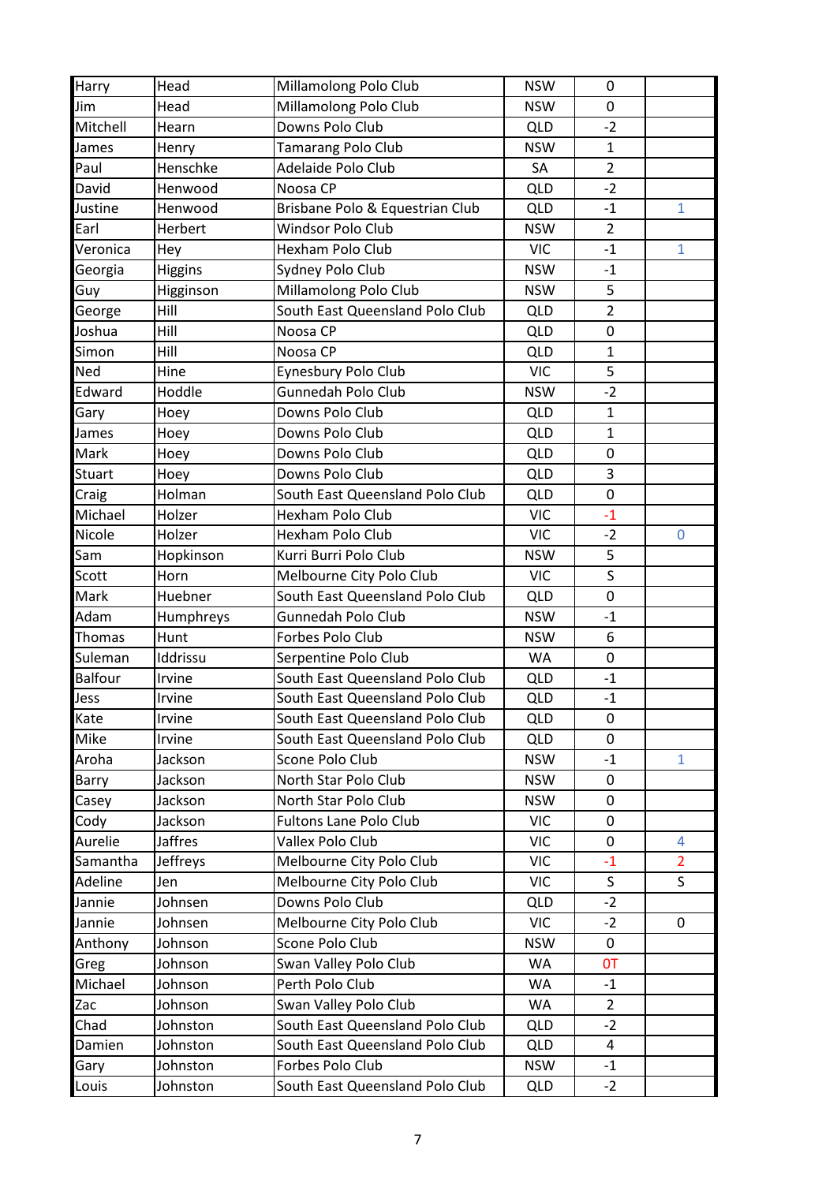| | | | | | |
|---|---|---|---|---|---|
| Harry | Head | Millamolong Polo Club | NSW | 0 | |
| Jim | Head | Millamolong Polo Club | NSW | 0 | |
| Mitchell | Hearn | Downs Polo Club | QLD | -2 | |
| James | Henry | Tamarang Polo Club | NSW | 1 | |
| Paul | Henschke | Adelaide Polo Club | SA | 2 | |
| David | Henwood | Noosa CP | QLD | -2 | |
| Justine | Henwood | Brisbane Polo & Equestrian Club | QLD | -1 | 1 |
| Earl | Herbert | Windsor Polo Club | NSW | 2 | |
| Veronica | Hey | Hexham Polo Club | VIC | -1 | 1 |
| Georgia | Higgins | Sydney Polo Club | NSW | -1 | |
| Guy | Higginson | Millamolong Polo Club | NSW | 5 | |
| George | Hill | South East Queensland Polo Club | QLD | 2 | |
| Joshua | Hill | Noosa CP | QLD | 0 | |
| Simon | Hill | Noosa CP | QLD | 1 | |
| Ned | Hine | Eynesbury Polo Club | VIC | 5 | |
| Edward | Hoddle | Gunnedah Polo Club | NSW | -2 | |
| Gary | Hoey | Downs Polo Club | QLD | 1 | |
| James | Hoey | Downs Polo Club | QLD | 1 | |
| Mark | Hoey | Downs Polo Club | QLD | 0 | |
| Stuart | Hoey | Downs Polo Club | QLD | 3 | |
| Craig | Holman | South East Queensland Polo Club | QLD | 0 | |
| Michael | Holzer | Hexham Polo Club | VIC | -1 | |
| Nicole | Holzer | Hexham Polo Club | VIC | -2 | 0 |
| Sam | Hopkinson | Kurri Burri Polo Club | NSW | 5 | |
| Scott | Horn | Melbourne City Polo Club | VIC | S | |
| Mark | Huebner | South East Queensland Polo Club | QLD | 0 | |
| Adam | Humphreys | Gunnedah Polo Club | NSW | -1 | |
| Thomas | Hunt | Forbes Polo Club | NSW | 6 | |
| Suleman | Iddrissu | Serpentine Polo Club | WA | 0 | |
| Balfour | Irvine | South East Queensland Polo Club | QLD | -1 | |
| Jess | Irvine | South East Queensland Polo Club | QLD | -1 | |
| Kate | Irvine | South East Queensland Polo Club | QLD | 0 | |
| Mike | Irvine | South East Queensland Polo Club | QLD | 0 | |
| Aroha | Jackson | Scone Polo Club | NSW | -1 | 1 |
| Barry | Jackson | North Star Polo Club | NSW | 0 | |
| Casey | Jackson | North Star Polo Club | NSW | 0 | |
| Cody | Jackson | Fultons Lane Polo Club | VIC | 0 | |
| Aurelie | Jaffres | Vallex Polo Club | VIC | 0 | 4 |
| Samantha | Jeffreys | Melbourne City Polo Club | VIC | -1 | 2 |
| Adeline | Jen | Melbourne City Polo Club | VIC | S | S |
| Jannie | Johnsen | Downs Polo Club | QLD | -2 | |
| Jannie | Johnsen | Melbourne City Polo Club | VIC | -2 | 0 |
| Anthony | Johnson | Scone Polo Club | NSW | 0 | |
| Greg | Johnson | Swan Valley Polo Club | WA | 0T | |
| Michael | Johnson | Perth Polo Club | WA | -1 | |
| Zac | Johnson | Swan Valley Polo Club | WA | 2 | |
| Chad | Johnston | South East Queensland Polo Club | QLD | -2 | |
| Damien | Johnston | South East Queensland Polo Club | QLD | 4 | |
| Gary | Johnston | Forbes Polo Club | NSW | -1 | |
| Louis | Johnston | South East Queensland Polo Club | QLD | -2 | |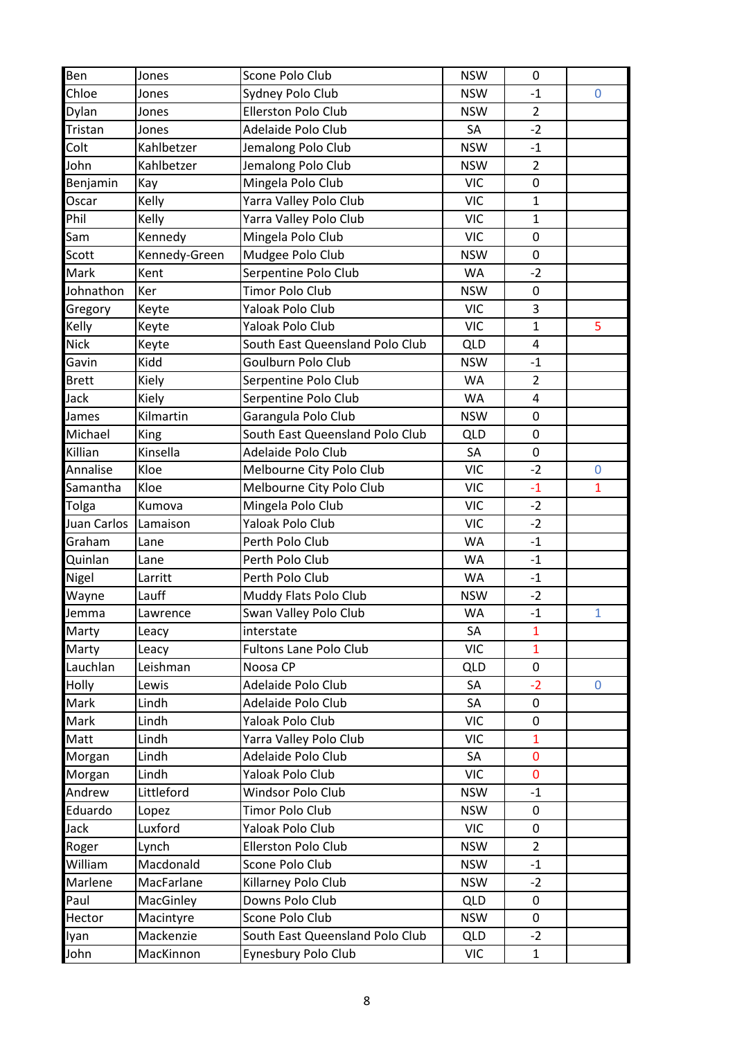| | | | | | |
|---|---|---|---|---|---|
| Ben | Jones | Scone Polo Club | NSW | 0 | |
| Chloe | Jones | Sydney Polo Club | NSW | -1 | 0 |
| Dylan | Jones | Ellerston Polo Club | NSW | 2 | |
| Tristan | Jones | Adelaide Polo Club | SA | -2 | |
| Colt | Kahlbetzer | Jemalong Polo Club | NSW | -1 | |
| John | Kahlbetzer | Jemalong Polo Club | NSW | 2 | |
| Benjamin | Kay | Mingela Polo Club | VIC | 0 | |
| Oscar | Kelly | Yarra Valley Polo Club | VIC | 1 | |
| Phil | Kelly | Yarra Valley Polo Club | VIC | 1 | |
| Sam | Kennedy | Mingela Polo Club | VIC | 0 | |
| Scott | Kennedy-Green | Mudgee Polo Club | NSW | 0 | |
| Mark | Kent | Serpentine Polo Club | WA | -2 | |
| Johnathon | Ker | Timor Polo Club | NSW | 0 | |
| Gregory | Keyte | Yaloak Polo Club | VIC | 3 | |
| Kelly | Keyte | Yaloak Polo Club | VIC | 1 | 5 |
| Nick | Keyte | South East Queensland Polo Club | QLD | 4 | |
| Gavin | Kidd | Goulburn Polo Club | NSW | -1 | |
| Brett | Kiely | Serpentine Polo Club | WA | 2 | |
| Jack | Kiely | Serpentine Polo Club | WA | 4 | |
| James | Kilmartin | Garangula Polo Club | NSW | 0 | |
| Michael | King | South East Queensland Polo Club | QLD | 0 | |
| Killian | Kinsella | Adelaide Polo Club | SA | 0 | |
| Annalise | Kloe | Melbourne City Polo Club | VIC | -2 | 0 |
| Samantha | Kloe | Melbourne City Polo Club | VIC | -1 | 1 |
| Tolga | Kumova | Mingela Polo Club | VIC | -2 | |
| Juan Carlos | Lamaison | Yaloak Polo Club | VIC | -2 | |
| Graham | Lane | Perth Polo Club | WA | -1 | |
| Quinlan | Lane | Perth Polo Club | WA | -1 | |
| Nigel | Larritt | Perth Polo Club | WA | -1 | |
| Wayne | Lauff | Muddy Flats Polo Club | NSW | -2 | |
| Jemma | Lawrence | Swan Valley Polo Club | WA | -1 | 1 |
| Marty | Leacy | interstate | SA | 1 | |
| Marty | Leacy | Fultons Lane Polo Club | VIC | 1 | |
| Lauchlan | Leishman | Noosa CP | QLD | 0 | |
| Holly | Lewis | Adelaide Polo Club | SA | -2 | 0 |
| Mark | Lindh | Adelaide Polo Club | SA | 0 | |
| Mark | Lindh | Yaloak Polo Club | VIC | 0 | |
| Matt | Lindh | Yarra Valley Polo Club | VIC | 1 | |
| Morgan | Lindh | Adelaide Polo Club | SA | 0 | |
| Morgan | Lindh | Yaloak Polo Club | VIC | 0 | |
| Andrew | Littleford | Windsor Polo Club | NSW | -1 | |
| Eduardo | Lopez | Timor Polo Club | NSW | 0 | |
| Jack | Luxford | Yaloak Polo Club | VIC | 0 | |
| Roger | Lynch | Ellerston Polo Club | NSW | 2 | |
| William | Macdonald | Scone Polo Club | NSW | -1 | |
| Marlene | MacFarlane | Killarney Polo Club | NSW | -2 | |
| Paul | MacGinley | Downs Polo Club | QLD | 0 | |
| Hector | Macintyre | Scone Polo Club | NSW | 0 | |
| Iyan | Mackenzie | South East Queensland Polo Club | QLD | -2 | |
| John | MacKinnon | Eynesbury Polo Club | VIC | 1 | |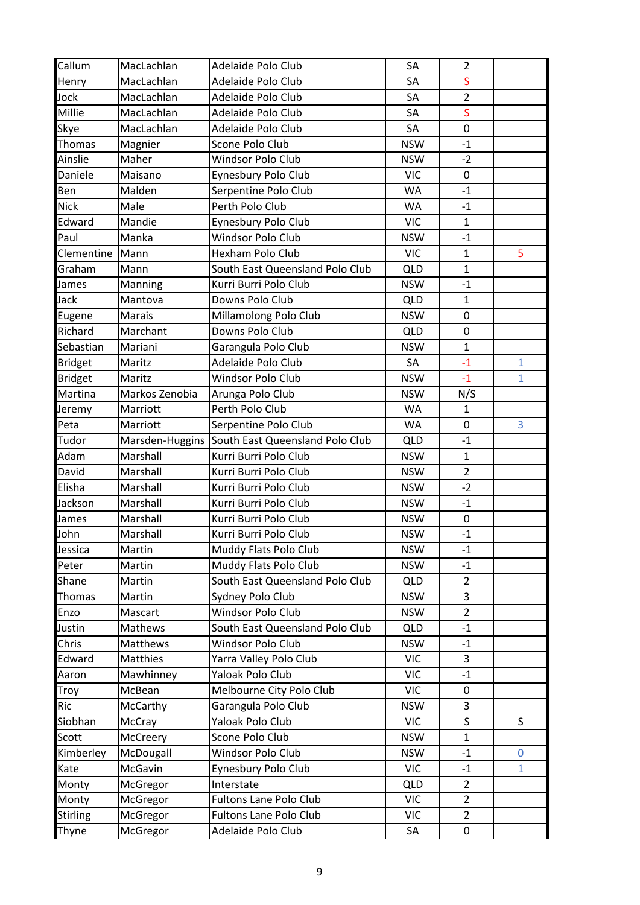| | | | | | |
|---|---|---|---|---|---|
| Callum | MacLachlan | Adelaide Polo Club | SA | 2 | |
| Henry | MacLachlan | Adelaide Polo Club | SA | S | |
| Jock | MacLachlan | Adelaide Polo Club | SA | 2 | |
| Millie | MacLachlan | Adelaide Polo Club | SA | S | |
| Skye | MacLachlan | Adelaide Polo Club | SA | 0 | |
| Thomas | Magnier | Scone Polo Club | NSW | -1 | |
| Ainslie | Maher | Windsor Polo Club | NSW | -2 | |
| Daniele | Maisano | Eynesbury Polo Club | VIC | 0 | |
| Ben | Malden | Serpentine Polo Club | WA | -1 | |
| Nick | Male | Perth Polo Club | WA | -1 | |
| Edward | Mandie | Eynesbury Polo Club | VIC | 1 | |
| Paul | Manka | Windsor Polo Club | NSW | -1 | |
| Clementine | Mann | Hexham Polo Club | VIC | 1 | 5 |
| Graham | Mann | South East Queensland Polo Club | QLD | 1 | |
| James | Manning | Kurri Burri Polo Club | NSW | -1 | |
| Jack | Mantova | Downs Polo Club | QLD | 1 | |
| Eugene | Marais | Millamolong Polo Club | NSW | 0 | |
| Richard | Marchant | Downs Polo Club | QLD | 0 | |
| Sebastian | Mariani | Garangula Polo Club | NSW | 1 | |
| Bridget | Maritz | Adelaide Polo Club | SA | -1 | 1 |
| Bridget | Maritz | Windsor Polo Club | NSW | -1 | 1 |
| Martina | Markos Zenobia | Arunga Polo Club | NSW | N/S | |
| Jeremy | Marriott | Perth Polo Club | WA | 1 | |
| Peta | Marriott | Serpentine Polo Club | WA | 0 | 3 |
| Tudor | Marsden-Huggins | South East Queensland Polo Club | QLD | -1 | |
| Adam | Marshall | Kurri Burri Polo Club | NSW | 1 | |
| David | Marshall | Kurri Burri Polo Club | NSW | 2 | |
| Elisha | Marshall | Kurri Burri Polo Club | NSW | -2 | |
| Jackson | Marshall | Kurri Burri Polo Club | NSW | -1 | |
| James | Marshall | Kurri Burri Polo Club | NSW | 0 | |
| John | Marshall | Kurri Burri Polo Club | NSW | -1 | |
| Jessica | Martin | Muddy Flats Polo Club | NSW | -1 | |
| Peter | Martin | Muddy Flats Polo Club | NSW | -1 | |
| Shane | Martin | South East Queensland Polo Club | QLD | 2 | |
| Thomas | Martin | Sydney Polo Club | NSW | 3 | |
| Enzo | Mascart | Windsor Polo Club | NSW | 2 | |
| Justin | Mathews | South East Queensland Polo Club | QLD | -1 | |
| Chris | Matthews | Windsor Polo Club | NSW | -1 | |
| Edward | Matthies | Yarra Valley Polo Club | VIC | 3 | |
| Aaron | Mawhinney | Yaloak Polo Club | VIC | -1 | |
| Troy | McBean | Melbourne City Polo Club | VIC | 0 | |
| Ric | McCarthy | Garangula Polo Club | NSW | 3 | |
| Siobhan | McCray | Yaloak Polo Club | VIC | S | S |
| Scott | McCreery | Scone Polo Club | NSW | 1 | |
| Kimberley | McDougall | Windsor Polo Club | NSW | -1 | 0 |
| Kate | McGavin | Eynesbury Polo Club | VIC | -1 | 1 |
| Monty | McGregor | Interstate | QLD | 2 | |
| Monty | McGregor | Fultons Lane Polo Club | VIC | 2 | |
| Stirling | McGregor | Fultons Lane Polo Club | VIC | 2 | |
| Thyne | McGregor | Adelaide Polo Club | SA | 0 | |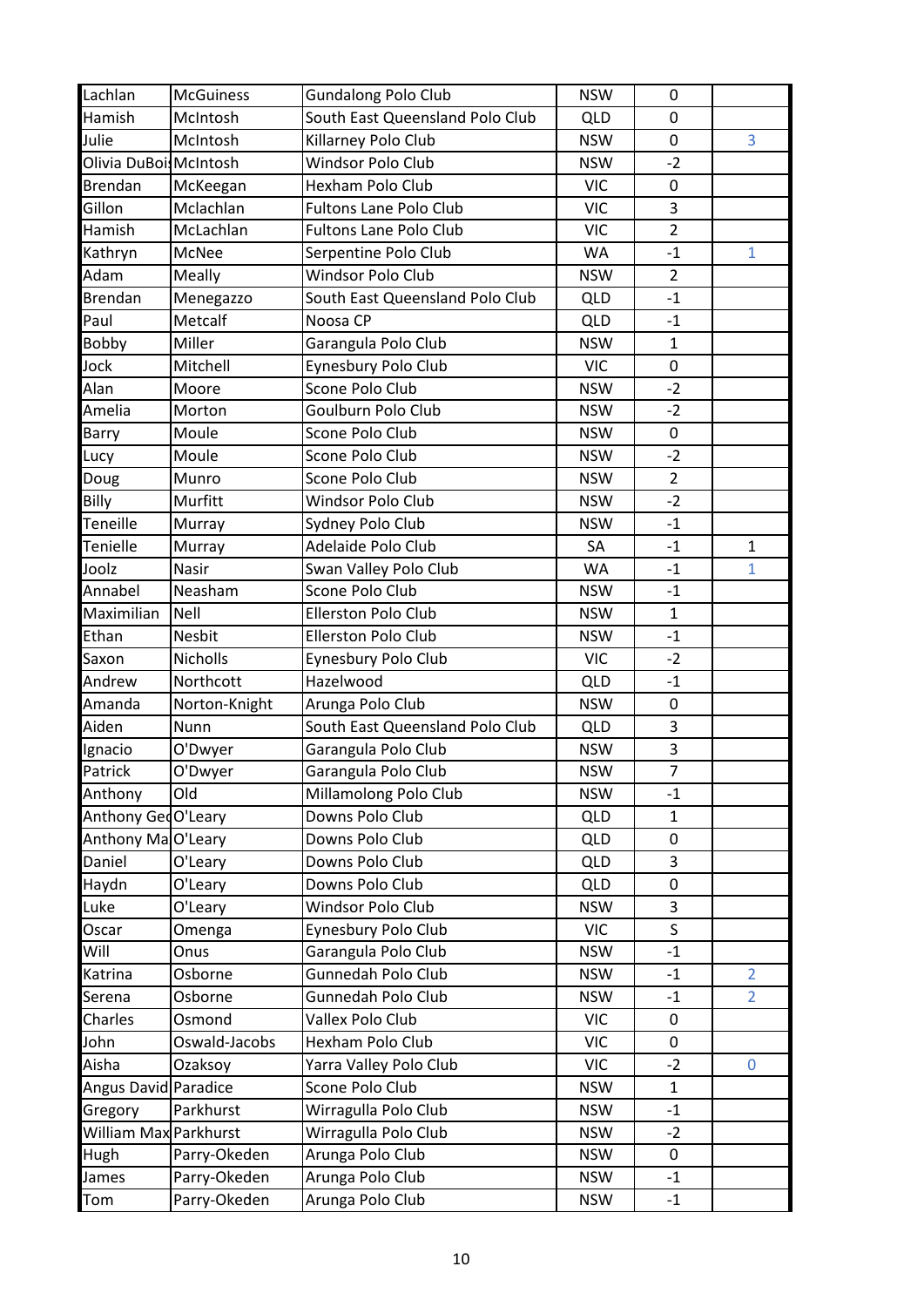| | | | | | |
|---|---|---|---|---|---|
| Lachlan | McGuiness | Gundalong Polo Club | NSW | 0 | |
| Hamish | McIntosh | South East Queensland Polo Club | QLD | 0 | |
| Julie | McIntosh | Killarney Polo Club | NSW | 0 | 3 |
| Olivia DuBois | McIntosh | Windsor Polo Club | NSW | -2 | |
| Brendan | McKeegan | Hexham Polo Club | VIC | 0 | |
| Gillon | Mclachlan | Fultons Lane Polo Club | VIC | 3 | |
| Hamish | McLachlan | Fultons Lane Polo Club | VIC | 2 | |
| Kathryn | McNee | Serpentine Polo Club | WA | -1 | 1 |
| Adam | Meally | Windsor Polo Club | NSW | 2 | |
| Brendan | Menegazzo | South East Queensland Polo Club | QLD | -1 | |
| Paul | Metcalf | Noosa CP | QLD | -1 | |
| Bobby | Miller | Garangula Polo Club | NSW | 1 | |
| Jock | Mitchell | Eynesbury Polo Club | VIC | 0 | |
| Alan | Moore | Scone Polo Club | NSW | -2 | |
| Amelia | Morton | Goulburn Polo Club | NSW | -2 | |
| Barry | Moule | Scone Polo Club | NSW | 0 | |
| Lucy | Moule | Scone Polo Club | NSW | -2 | |
| Doug | Munro | Scone Polo Club | NSW | 2 | |
| Billy | Murfitt | Windsor Polo Club | NSW | -2 | |
| Teneille | Murray | Sydney Polo Club | NSW | -1 | |
| Tenielle | Murray | Adelaide Polo Club | SA | -1 | 1 |
| Joolz | Nasir | Swan Valley Polo Club | WA | -1 | 1 |
| Annabel | Neasham | Scone Polo Club | NSW | -1 | |
| Maximilian | Nell | Ellerston Polo Club | NSW | 1 | |
| Ethan | Nesbit | Ellerston Polo Club | NSW | -1 | |
| Saxon | Nicholls | Eynesbury Polo Club | VIC | -2 | |
| Andrew | Northcott | Hazelwood | QLD | -1 | |
| Amanda | Norton-Knight | Arunga Polo Club | NSW | 0 | |
| Aiden | Nunn | South East Queensland Polo Club | QLD | 3 | |
| Ignacio | O'Dwyer | Garangula Polo Club | NSW | 3 | |
| Patrick | O'Dwyer | Garangula Polo Club | NSW | 7 | |
| Anthony | Old | Millamolong Polo Club | NSW | -1 | |
| Anthony Ge | O'Leary | Downs Polo Club | QLD | 1 | |
| Anthony Ma | O'Leary | Downs Polo Club | QLD | 0 | |
| Daniel | O'Leary | Downs Polo Club | QLD | 3 | |
| Haydn | O'Leary | Downs Polo Club | QLD | 0 | |
| Luke | O'Leary | Windsor Polo Club | NSW | 3 | |
| Oscar | Omenga | Eynesbury Polo Club | VIC | S | |
| Will | Onus | Garangula Polo Club | NSW | -1 | |
| Katrina | Osborne | Gunnedah Polo Club | NSW | -1 | 2 |
| Serena | Osborne | Gunnedah Polo Club | NSW | -1 | 2 |
| Charles | Osmond | Vallex Polo Club | VIC | 0 | |
| John | Oswald-Jacobs | Hexham Polo Club | VIC | 0 | |
| Aisha | Ozaksoy | Yarra Valley Polo Club | VIC | -2 | 0 |
| Angus David | Paradice | Scone Polo Club | NSW | 1 | |
| Gregory | Parkhurst | Wirragulla Polo Club | NSW | -1 | |
| William Max | Parkhurst | Wirragulla Polo Club | NSW | -2 | |
| Hugh | Parry-Okeden | Arunga Polo Club | NSW | 0 | |
| James | Parry-Okeden | Arunga Polo Club | NSW | -1 | |
| Tom | Parry-Okeden | Arunga Polo Club | NSW | -1 | |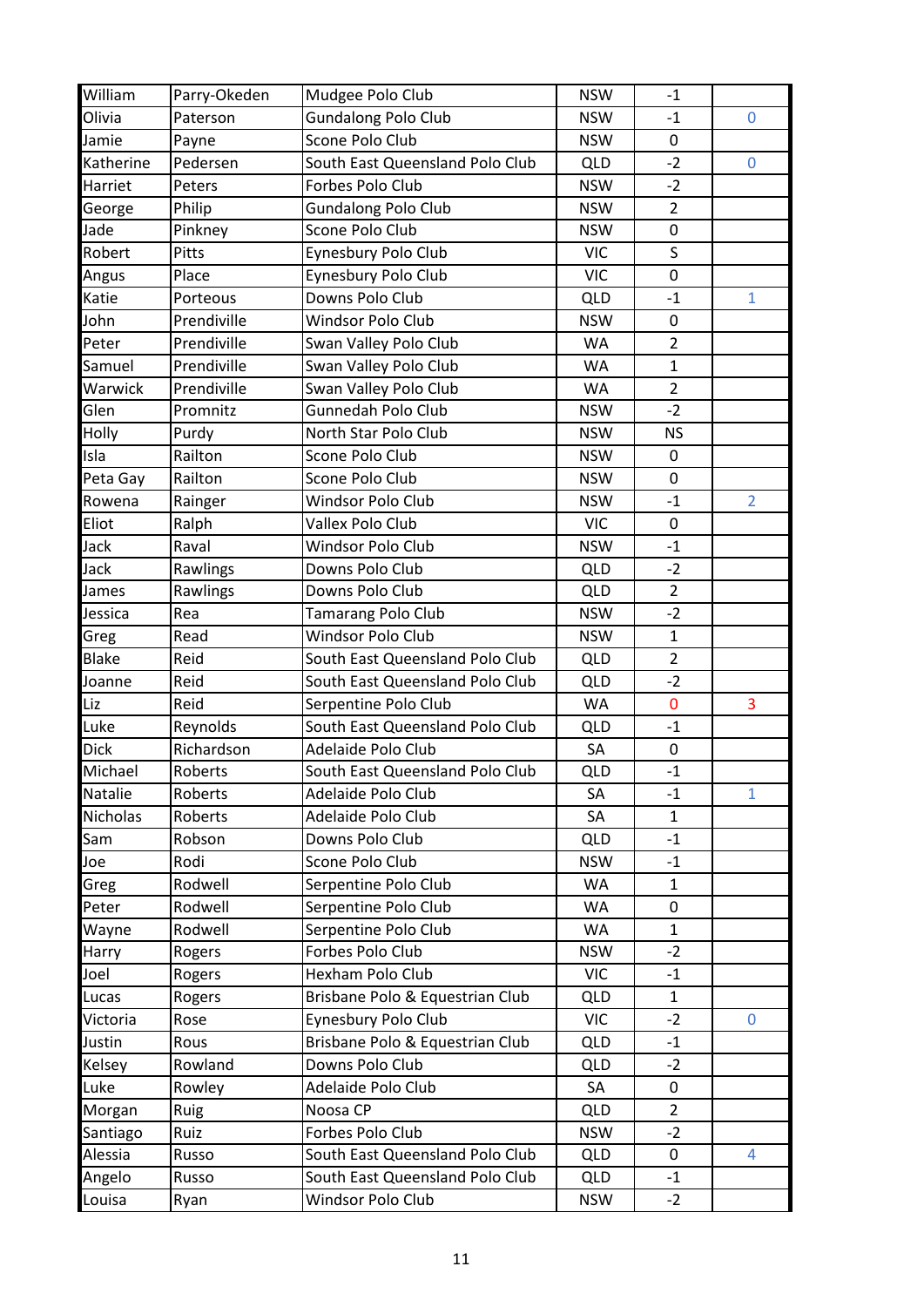| | | | | | |
|---|---|---|---|---|---|
| William | Parry-Okeden | Mudgee Polo Club | NSW | -1 | |
| Olivia | Paterson | Gundalong Polo Club | NSW | -1 | 0 |
| Jamie | Payne | Scone Polo Club | NSW | 0 | |
| Katherine | Pedersen | South East Queensland Polo Club | QLD | -2 | 0 |
| Harriet | Peters | Forbes Polo Club | NSW | -2 | |
| George | Philip | Gundalong Polo Club | NSW | 2 | |
| Jade | Pinkney | Scone Polo Club | NSW | 0 | |
| Robert | Pitts | Eynesbury Polo Club | VIC | S | |
| Angus | Place | Eynesbury Polo Club | VIC | 0 | |
| Katie | Porteous | Downs Polo Club | QLD | -1 | 1 |
| John | Prendiville | Windsor Polo Club | NSW | 0 | |
| Peter | Prendiville | Swan Valley Polo Club | WA | 2 | |
| Samuel | Prendiville | Swan Valley Polo Club | WA | 1 | |
| Warwick | Prendiville | Swan Valley Polo Club | WA | 2 | |
| Glen | Promnitz | Gunnedah Polo Club | NSW | -2 | |
| Holly | Purdy | North Star Polo Club | NSW | NS | |
| Isla | Railton | Scone Polo Club | NSW | 0 | |
| Peta Gay | Railton | Scone Polo Club | NSW | 0 | |
| Rowena | Rainger | Windsor Polo Club | NSW | -1 | 2 |
| Eliot | Ralph | Vallex Polo Club | VIC | 0 | |
| Jack | Raval | Windsor Polo Club | NSW | -1 | |
| Jack | Rawlings | Downs Polo Club | QLD | -2 | |
| James | Rawlings | Downs Polo Club | QLD | 2 | |
| Jessica | Rea | Tamarang Polo Club | NSW | -2 | |
| Greg | Read | Windsor Polo Club | NSW | 1 | |
| Blake | Reid | South East Queensland Polo Club | QLD | 2 | |
| Joanne | Reid | South East Queensland Polo Club | QLD | -2 | |
| Liz | Reid | Serpentine Polo Club | WA | 0 | 3 |
| Luke | Reynolds | South East Queensland Polo Club | QLD | -1 | |
| Dick | Richardson | Adelaide Polo Club | SA | 0 | |
| Michael | Roberts | South East Queensland Polo Club | QLD | -1 | |
| Natalie | Roberts | Adelaide Polo Club | SA | -1 | 1 |
| Nicholas | Roberts | Adelaide Polo Club | SA | 1 | |
| Sam | Robson | Downs Polo Club | QLD | -1 | |
| Joe | Rodi | Scone Polo Club | NSW | -1 | |
| Greg | Rodwell | Serpentine Polo Club | WA | 1 | |
| Peter | Rodwell | Serpentine Polo Club | WA | 0 | |
| Wayne | Rodwell | Serpentine Polo Club | WA | 1 | |
| Harry | Rogers | Forbes Polo Club | NSW | -2 | |
| Joel | Rogers | Hexham Polo Club | VIC | -1 | |
| Lucas | Rogers | Brisbane Polo & Equestrian Club | QLD | 1 | |
| Victoria | Rose | Eynesbury Polo Club | VIC | -2 | 0 |
| Justin | Rous | Brisbane Polo & Equestrian Club | QLD | -1 | |
| Kelsey | Rowland | Downs Polo Club | QLD | -2 | |
| Luke | Rowley | Adelaide Polo Club | SA | 0 | |
| Morgan | Ruig | Noosa CP | QLD | 2 | |
| Santiago | Ruiz | Forbes Polo Club | NSW | -2 | |
| Alessia | Russo | South East Queensland Polo Club | QLD | 0 | 4 |
| Angelo | Russo | South East Queensland Polo Club | QLD | -1 | |
| Louisa | Ryan | Windsor Polo Club | NSW | -2 | |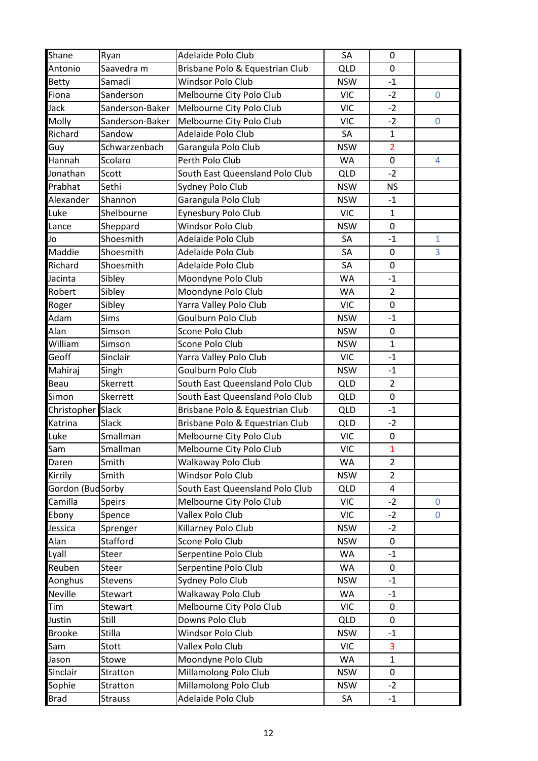| | | | | | |
|---|---|---|---|---|---|
| Shane | Ryan | Adelaide Polo Club | SA | 0 | |
| Antonio | Saavedra m | Brisbane Polo & Equestrian Club | QLD | 0 | |
| Betty | Samadi | Windsor Polo Club | NSW | -1 | |
| Fiona | Sanderson | Melbourne City Polo Club | VIC | -2 | 0 |
| Jack | Sanderson-Baker | Melbourne City Polo Club | VIC | -2 | |
| Molly | Sanderson-Baker | Melbourne City Polo Club | VIC | -2 | 0 |
| Richard | Sandow | Adelaide Polo Club | SA | 1 | |
| Guy | Schwarzenbach | Garangula Polo Club | NSW | 2 | |
| Hannah | Scolaro | Perth Polo Club | WA | 0 | 4 |
| Jonathan | Scott | South East Queensland Polo Club | QLD | -2 | |
| Prabhat | Sethi | Sydney Polo Club | NSW | NS | |
| Alexander | Shannon | Garangula Polo Club | NSW | -1 | |
| Luke | Shelbourne | Eynesbury Polo Club | VIC | 1 | |
| Lance | Sheppard | Windsor Polo Club | NSW | 0 | |
| Jo | Shoesmith | Adelaide Polo Club | SA | -1 | 1 |
| Maddie | Shoesmith | Adelaide Polo Club | SA | 0 | 3 |
| Richard | Shoesmith | Adelaide Polo Club | SA | 0 | |
| Jacinta | Sibley | Moondyne Polo Club | WA | -1 | |
| Robert | Sibley | Moondyne Polo Club | WA | 2 | |
| Roger | Sibley | Yarra Valley Polo Club | VIC | 0 | |
| Adam | Sims | Goulburn Polo Club | NSW | -1 | |
| Alan | Simson | Scone Polo Club | NSW | 0 | |
| William | Simson | Scone Polo Club | NSW | 1 | |
| Geoff | Sinclair | Yarra Valley Polo Club | VIC | -1 | |
| Mahiraj | Singh | Goulburn Polo Club | NSW | -1 | |
| Beau | Skerrett | South East Queensland Polo Club | QLD | 2 | |
| Simon | Skerrett | South East Queensland Polo Club | QLD | 0 | |
| Christopher | Slack | Brisbane Polo & Equestrian Club | QLD | -1 | |
| Katrina | Slack | Brisbane Polo & Equestrian Club | QLD | -2 | |
| Luke | Smallman | Melbourne City Polo Club | VIC | 0 | |
| Sam | Smallman | Melbourne City Polo Club | VIC | 1 | |
| Daren | Smith | Walkaway Polo Club | WA | 2 | |
| Kirrily | Smith | Windsor Polo Club | NSW | 2 | |
| Gordon (Bud | Sorby | South East Queensland Polo Club | QLD | 4 | |
| Camilla | Speirs | Melbourne City Polo Club | VIC | -2 | 0 |
| Ebony | Spence | Vallex Polo Club | VIC | -2 | 0 |
| Jessica | Sprenger | Killarney Polo Club | NSW | -2 | |
| Alan | Stafford | Scone Polo Club | NSW | 0 | |
| Lyall | Steer | Serpentine Polo Club | WA | -1 | |
| Reuben | Steer | Serpentine Polo Club | WA | 0 | |
| Aonghus | Stevens | Sydney Polo Club | NSW | -1 | |
| Neville | Stewart | Walkaway Polo Club | WA | -1 | |
| Tim | Stewart | Melbourne City Polo Club | VIC | 0 | |
| Justin | Still | Downs Polo Club | QLD | 0 | |
| Brooke | Stilla | Windsor Polo Club | NSW | -1 | |
| Sam | Stott | Vallex Polo Club | VIC | 3 | |
| Jason | Stowe | Moondyne Polo Club | WA | 1 | |
| Sinclair | Stratton | Millamolong Polo Club | NSW | 0 | |
| Sophie | Stratton | Millamolong Polo Club | NSW | -2 | |
| Brad | Strauss | Adelaide Polo Club | SA | -1 | |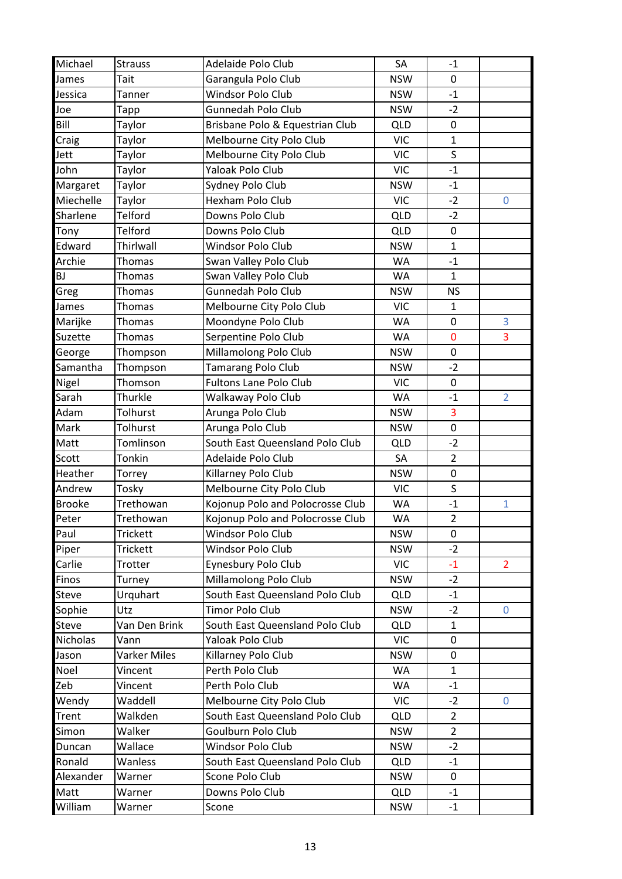| | | | | | |
|---|---|---|---|---|---|
| Michael | Strauss | Adelaide Polo Club | SA | -1 | |
| James | Tait | Garangula Polo Club | NSW | 0 | |
| Jessica | Tanner | Windsor Polo Club | NSW | -1 | |
| Joe | Tapp | Gunnedah Polo Club | NSW | -2 | |
| Bill | Taylor | Brisbane Polo & Equestrian Club | QLD | 0 | |
| Craig | Taylor | Melbourne City Polo Club | VIC | 1 | |
| Jett | Taylor | Melbourne City Polo Club | VIC | S | |
| John | Taylor | Yaloak Polo Club | VIC | -1 | |
| Margaret | Taylor | Sydney Polo Club | NSW | -1 | |
| Miechelle | Taylor | Hexham Polo Club | VIC | -2 | 0 |
| Sharlene | Telford | Downs Polo Club | QLD | -2 | |
| Tony | Telford | Downs Polo Club | QLD | 0 | |
| Edward | Thirlwall | Windsor Polo Club | NSW | 1 | |
| Archie | Thomas | Swan Valley Polo Club | WA | -1 | |
| BJ | Thomas | Swan Valley Polo Club | WA | 1 | |
| Greg | Thomas | Gunnedah Polo Club | NSW | NS | |
| James | Thomas | Melbourne City Polo Club | VIC | 1 | |
| Marijke | Thomas | Moondyne Polo Club | WA | 0 | 3 |
| Suzette | Thomas | Serpentine Polo Club | WA | 0 | 3 |
| George | Thompson | Millamolong Polo Club | NSW | 0 | |
| Samantha | Thompson | Tamarang Polo Club | NSW | -2 | |
| Nigel | Thomson | Fultons Lane Polo Club | VIC | 0 | |
| Sarah | Thurkle | Walkaway Polo Club | WA | -1 | 2 |
| Adam | Tolhurst | Arunga Polo Club | NSW | 3 | |
| Mark | Tolhurst | Arunga Polo Club | NSW | 0 | |
| Matt | Tomlinson | South East Queensland Polo Club | QLD | -2 | |
| Scott | Tonkin | Adelaide Polo Club | SA | 2 | |
| Heather | Torrey | Killarney Polo Club | NSW | 0 | |
| Andrew | Tosky | Melbourne City Polo Club | VIC | S | |
| Brooke | Trethowan | Kojonup Polo and Polocrosse Club | WA | -1 | 1 |
| Peter | Trethowan | Kojonup Polo and Polocrosse Club | WA | 2 | |
| Paul | Trickett | Windsor Polo Club | NSW | 0 | |
| Piper | Trickett | Windsor Polo Club | NSW | -2 | |
| Carlie | Trotter | Eynesbury Polo Club | VIC | -1 | 2 |
| Finos | Turney | Millamolong Polo Club | NSW | -2 | |
| Steve | Urquhart | South East Queensland Polo Club | QLD | -1 | |
| Sophie | Utz | Timor Polo Club | NSW | -2 | 0 |
| Steve | Van Den Brink | South East Queensland Polo Club | QLD | 1 | |
| Nicholas | Vann | Yaloak Polo Club | VIC | 0 | |
| Jason | Varker Miles | Killarney Polo Club | NSW | 0 | |
| Noel | Vincent | Perth Polo Club | WA | 1 | |
| Zeb | Vincent | Perth Polo Club | WA | -1 | |
| Wendy | Waddell | Melbourne City Polo Club | VIC | -2 | 0 |
| Trent | Walkden | South East Queensland Polo Club | QLD | 2 | |
| Simon | Walker | Goulburn Polo Club | NSW | 2 | |
| Duncan | Wallace | Windsor Polo Club | NSW | -2 | |
| Ronald | Wanless | South East Queensland Polo Club | QLD | -1 | |
| Alexander | Warner | Scone Polo Club | NSW | 0 | |
| Matt | Warner | Downs Polo Club | QLD | -1 | |
| William | Warner | Scone | NSW | -1 | |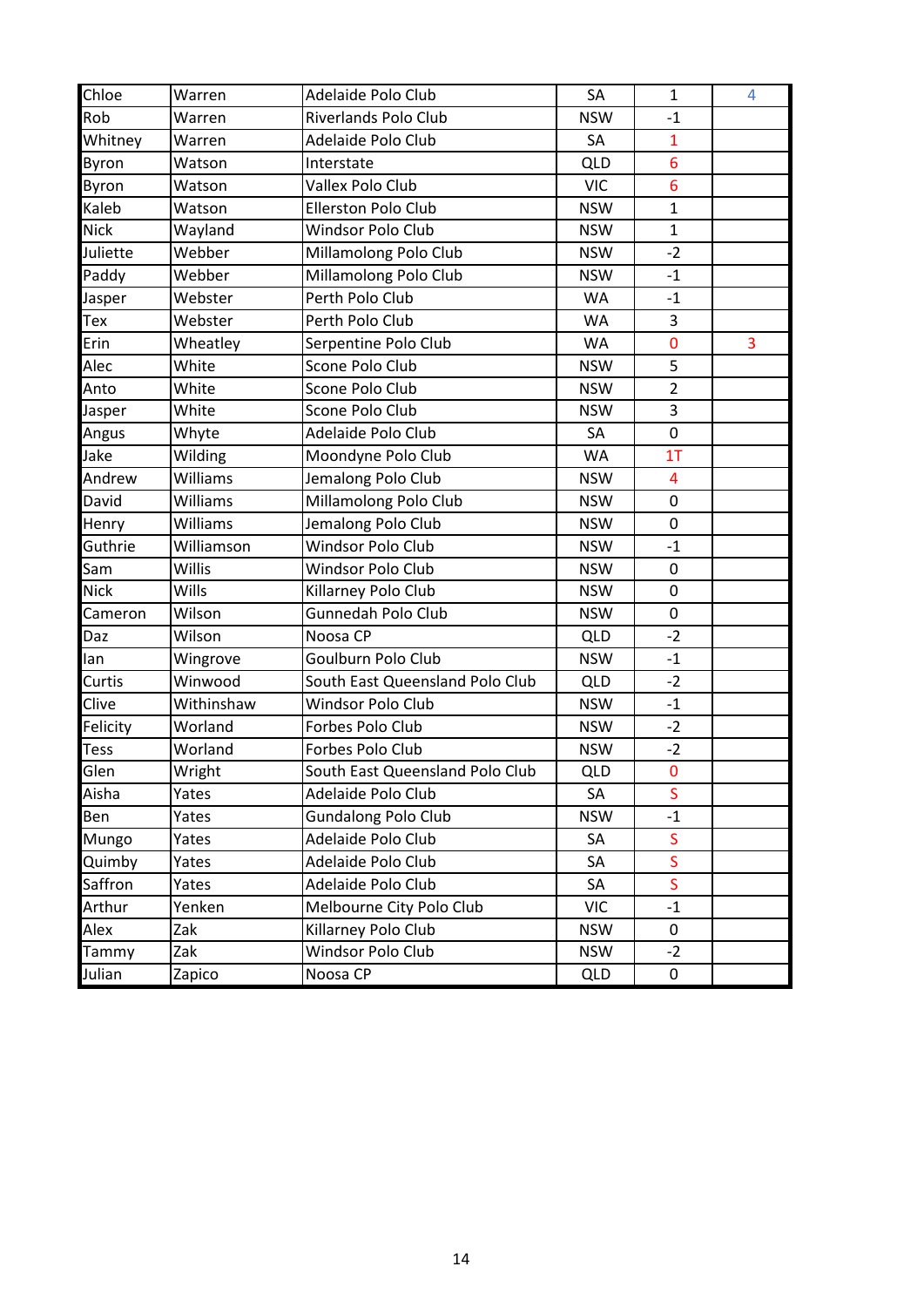| | | | | | |
|---|---|---|---|---|---|
| Chloe | Warren | Adelaide Polo Club | SA | 1 | 4 |
| Rob | Warren | Riverlands Polo Club | NSW | -1 | |
| Whitney | Warren | Adelaide Polo Club | SA | 1 | |
| Byron | Watson | Interstate | QLD | 6 | |
| Byron | Watson | Vallex Polo Club | VIC | 6 | |
| Kaleb | Watson | Ellerston Polo Club | NSW | 1 | |
| Nick | Wayland | Windsor Polo Club | NSW | 1 | |
| Juliette | Webber | Millamolong Polo Club | NSW | -2 | |
| Paddy | Webber | Millamolong Polo Club | NSW | -1 | |
| Jasper | Webster | Perth Polo Club | WA | -1 | |
| Tex | Webster | Perth Polo Club | WA | 3 | |
| Erin | Wheatley | Serpentine Polo Club | WA | 0 | 3 |
| Alec | White | Scone Polo Club | NSW | 5 | |
| Anto | White | Scone Polo Club | NSW | 2 | |
| Jasper | White | Scone Polo Club | NSW | 3 | |
| Angus | Whyte | Adelaide Polo Club | SA | 0 | |
| Jake | Wilding | Moondyne Polo Club | WA | 1T | |
| Andrew | Williams | Jemalong Polo Club | NSW | 4 | |
| David | Williams | Millamolong Polo Club | NSW | 0 | |
| Henry | Williams | Jemalong Polo Club | NSW | 0 | |
| Guthrie | Williamson | Windsor Polo Club | NSW | -1 | |
| Sam | Willis | Windsor Polo Club | NSW | 0 | |
| Nick | Wills | Killarney Polo Club | NSW | 0 | |
| Cameron | Wilson | Gunnedah Polo Club | NSW | 0 | |
| Daz | Wilson | Noosa CP | QLD | -2 | |
| Ian | Wingrove | Goulburn Polo Club | NSW | -1 | |
| Curtis | Winwood | South East Queensland Polo Club | QLD | -2 | |
| Clive | Withinshaw | Windsor Polo Club | NSW | -1 | |
| Felicity | Worland | Forbes Polo Club | NSW | -2 | |
| Tess | Worland | Forbes Polo Club | NSW | -2 | |
| Glen | Wright | South East Queensland Polo Club | QLD | 0 | |
| Aisha | Yates | Adelaide Polo Club | SA | S | |
| Ben | Yates | Gundalong Polo Club | NSW | -1 | |
| Mungo | Yates | Adelaide Polo Club | SA | S | |
| Quimby | Yates | Adelaide Polo Club | SA | S | |
| Saffron | Yates | Adelaide Polo Club | SA | S | |
| Arthur | Yenken | Melbourne City Polo Club | VIC | -1 | |
| Alex | Zak | Killarney Polo Club | NSW | 0 | |
| Tammy | Zak | Windsor Polo Club | NSW | -2 | |
| Julian | Zapico | Noosa CP | QLD | 0 | |